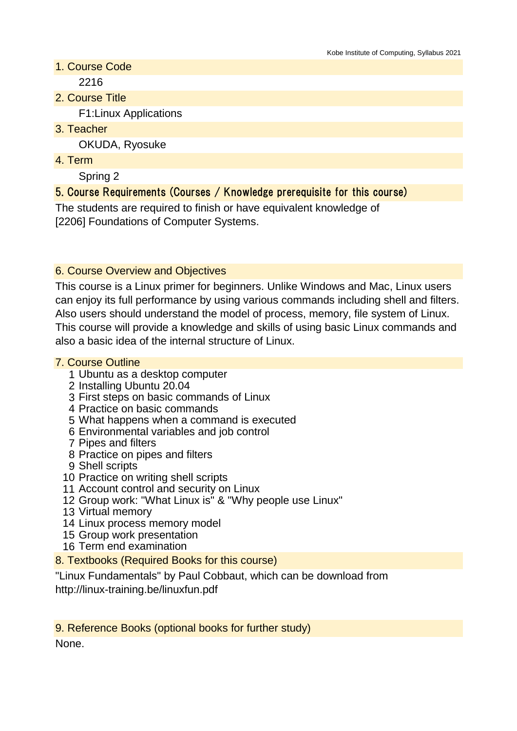## 1. Course Code

2216

## 2. Course Title

F1:Linux Applications

## 3. Teacher

OKUDA, Ryosuke

## 4. Term

Spring 2

## 5. Course Requirements (Courses / Knowledge prerequisite for this course)

The students are required to finish or have equivalent knowledge of
[2206] Foundations of Computer Systems.

## 6. Course Overview and Objectives

This course is a Linux primer for beginners. Unlike Windows and Mac, Linux users can enjoy its full performance by using various commands including shell and filters. Also users should understand the model of process, memory, file system of Linux. This course will provide a knowledge and skills of using basic Linux commands and also a basic idea of the internal structure of Linux.

## 7. Course Outline

1. Ubuntu as a desktop computer
2. Installing Ubuntu 20.04
3. First steps on basic commands of Linux
4. Practice on basic commands
5. What happens when a command is executed
6. Environmental variables and job control
7. Pipes and filters
8. Practice on pipes and filters
9. Shell scripts
10. Practice on writing shell scripts
11. Account control and security on Linux
12. Group work: "What Linux is" & "Why people use Linux"
13. Virtual memory
14. Linux process memory model
15. Group work presentation
16. Term end examination

## 8. Textbooks (Required Books for this course)

"Linux Fundamentals" by Paul Cobbaut, which can be download from
http://linux-training.be/linuxfun.pdf

## 9. Reference Books (optional books for further study)

None.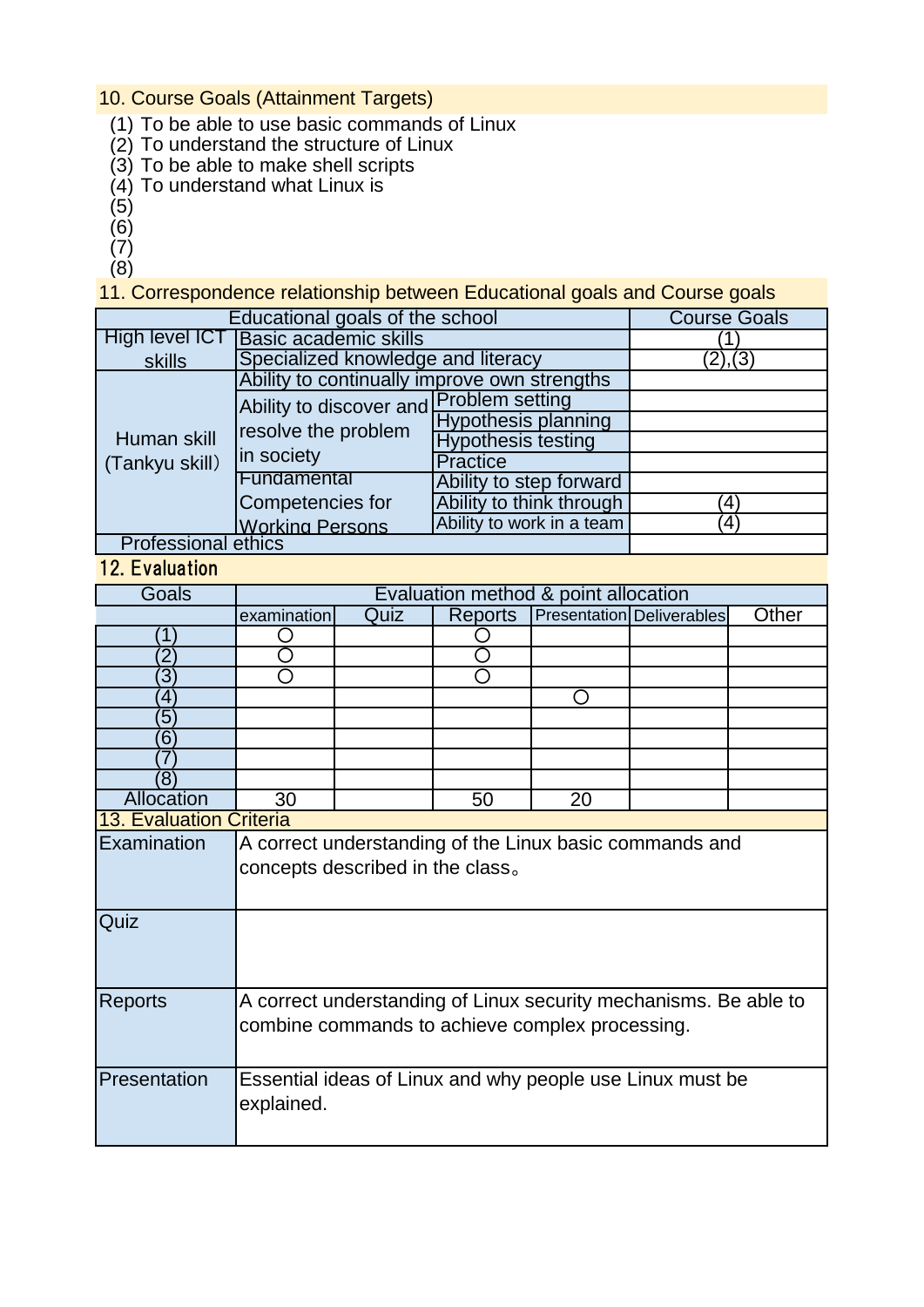## 10. Course Goals (Attainment Targets)

(1) To be able to use basic commands of Linux
(2) To understand the structure of Linux
(3) To be able to make shell scripts
(4) To understand what Linux is
(5)
(6)
(7)
(8)

## 11. Correspondence relationship between Educational goals and Course goals

| Educational goals of the school | | | Course Goals |
|---|---|---|---|
| High level ICT skills | Basic academic skills | | (1) |
| | Specialized knowledge and literacy | | (2),(3) |
| Human skill (Tankyu skill) | Ability to continually improve own strengths | | |
| | Ability to discover and resolve the problem in society | Problem setting | |
| | | Hypothesis planning | |
| | | Hypothesis testing | |
| | | Practice | |
| | Fundamental Competencies for Working Persons | Ability to step forward | |
| | | Ability to think through | (4) |
| | | Ability to work in a team | (4) |
| Professional ethics | | | |

## 12. Evaluation

| Goals | Evaluation method & point allocation | | | | | |
|---|---|---|---|---|---|---|
| | examination | Quiz | Reports | Presentation | Deliverables | Other |
| (1) | ○ | | ○ | | | |
| (2) | ○ | | ○ | | | |
| (3) | ○ | | ○ | | | |
| (4) | | | | ○ | | |
| (5) | | | | | | |
| (6) | | | | | | |
| (7) | | | | | | |
| (8) | | | | | | |
| Allocation | 30 | | 50 | 20 | | |

## 13. Evaluation Criteria

| | |
|---|---|
| Examination | A correct understanding of the Linux basic commands and concepts described in the class。 |
| Quiz | |
| Reports | A correct understanding of Linux security mechanisms. Be able to combine commands to achieve complex processing. |
| Presentation | Essential ideas of Linux and why people use Linux must be explained. |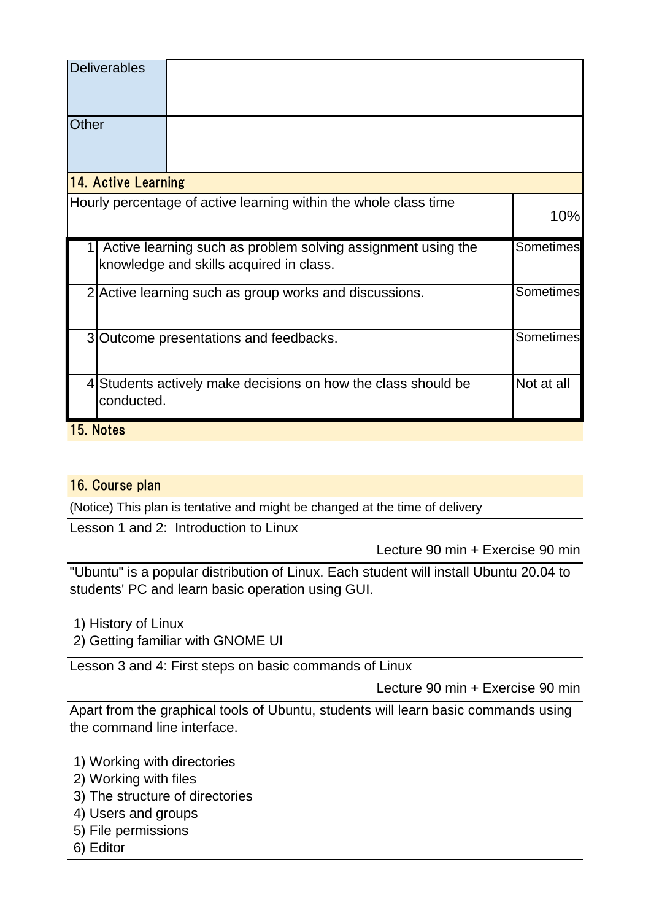| Deliverables | |
|---|---|
| Other | |

## 14. Active Learning

| Hourly percentage of active learning within the whole class time | | 10% |
|---|---|---|
| 1 | Active learning such as problem solving assignment using the knowledge and skills acquired in class. | Sometimes |
| 2 | Active learning such as group works and discussions. | Sometimes |
| 3 | Outcome presentations and feedbacks. | Sometimes |
| 4 | Students actively make decisions on how the class should be conducted. | Not at all |

## 15. Notes

## 16. Course plan

(Notice) This plan is tentative and might be changed at the time of delivery

**Lesson 1 and 2: Introduction to Linux**

Lecture 90 min + Exercise 90 min

"Ubuntu" is a popular distribution of Linux. Each student will install Ubuntu 20.04 to students' PC and learn basic operation using GUI.

1) History of Linux
2) Getting familiar with GNOME UI

**Lesson 3 and 4: First steps on basic commands of Linux**

Lecture 90 min + Exercise 90 min

Apart from the graphical tools of Ubuntu, students will learn basic commands using the command line interface.

1) Working with directories
2) Working with files
3) The structure of directories
4) Users and groups
5) File permissions
6) Editor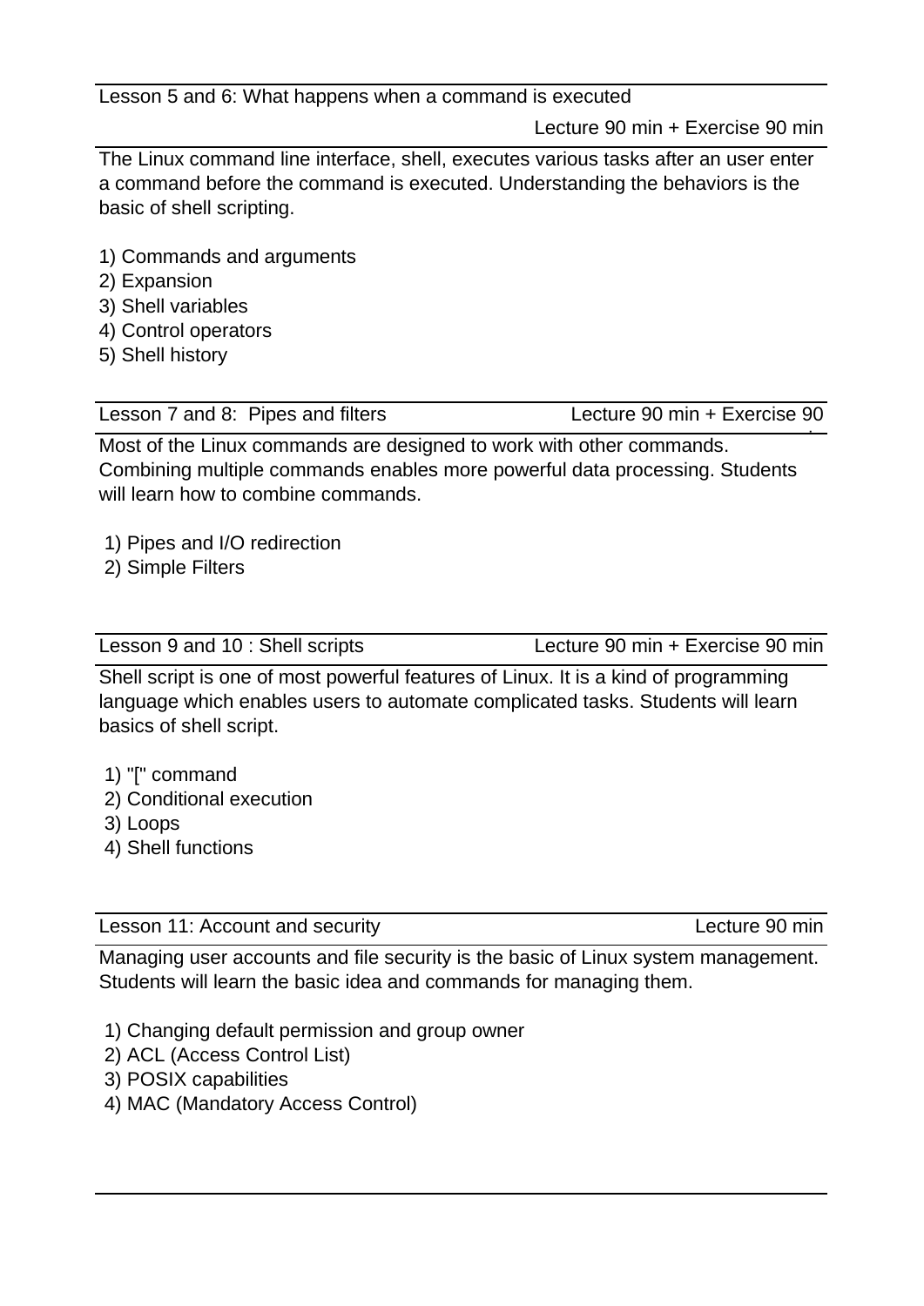## Lesson 5 and 6: What happens when a command is executed

Lecture 90 min + Exercise 90 min

The Linux command line interface, shell, executes various tasks after an user enter a command before the command is executed. Understanding the behaviors is the basic of shell scripting.

1) Commands and arguments
2) Expansion
3) Shell variables
4) Control operators
5) Shell history

## Lesson 7 and 8: Pipes and filters

Lecture 90 min + Exercise 90

Most of the Linux commands are designed to work with other commands. Combining multiple commands enables more powerful data processing. Students will learn how to combine commands.

1) Pipes and I/O redirection
2) Simple Filters

## Lesson 9 and 10 : Shell scripts

Lecture 90 min + Exercise 90 min

Shell script is one of most powerful features of Linux. It is a kind of programming language which enables users to automate complicated tasks. Students will learn basics of shell script.

1) "[" command
2) Conditional execution
3) Loops
4) Shell functions

## Lesson 11: Account and security

Lecture 90 min

Managing user accounts and file security is the basic of Linux system management. Students will learn the basic idea and commands for managing them.

1) Changing default permission and group owner
2) ACL (Access Control List)
3) POSIX capabilities
4) MAC (Mandatory Access Control)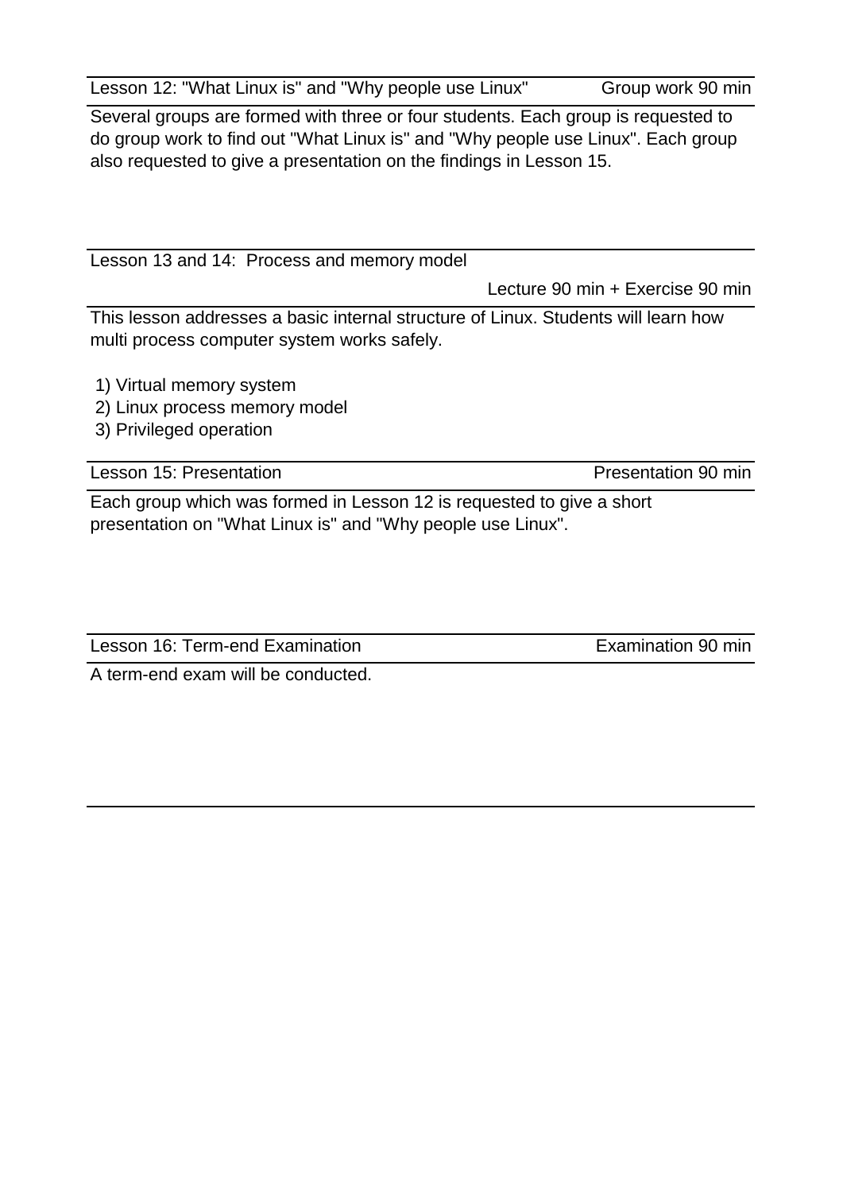**Lesson 12: "What Linux is" and "Why people use Linux"** — Group work 90 min

Several groups are formed with three or four students. Each group is requested to do group work to find out "What Linux is" and "Why people use Linux". Each group also requested to give a presentation on the findings in Lesson 15.

**Lesson 13 and 14: Process and memory model** — Lecture 90 min + Exercise 90 min

This lesson addresses a basic internal structure of Linux. Students will learn how multi process computer system works safely.

1) Virtual memory system
2) Linux process memory model
3) Privileged operation

**Lesson 15: Presentation** — Presentation 90 min

Each group which was formed in Lesson 12 is requested to give a short presentation on "What Linux is" and "Why people use Linux".

**Lesson 16: Term-end Examination** — Examination 90 min

A term-end exam will be conducted.